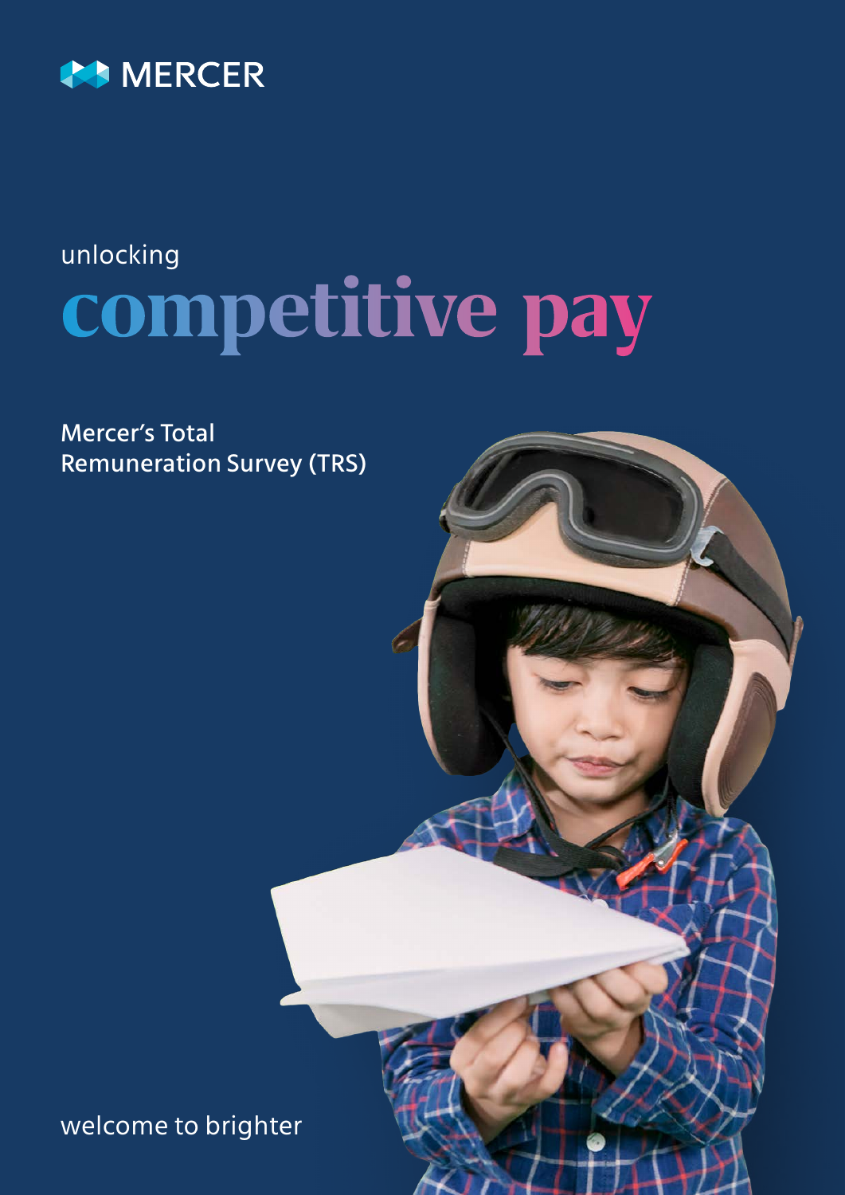MERCER

unlocking

# competitive pay

Mercer's Total Remuneration Survey (TRS)

welcome to brighter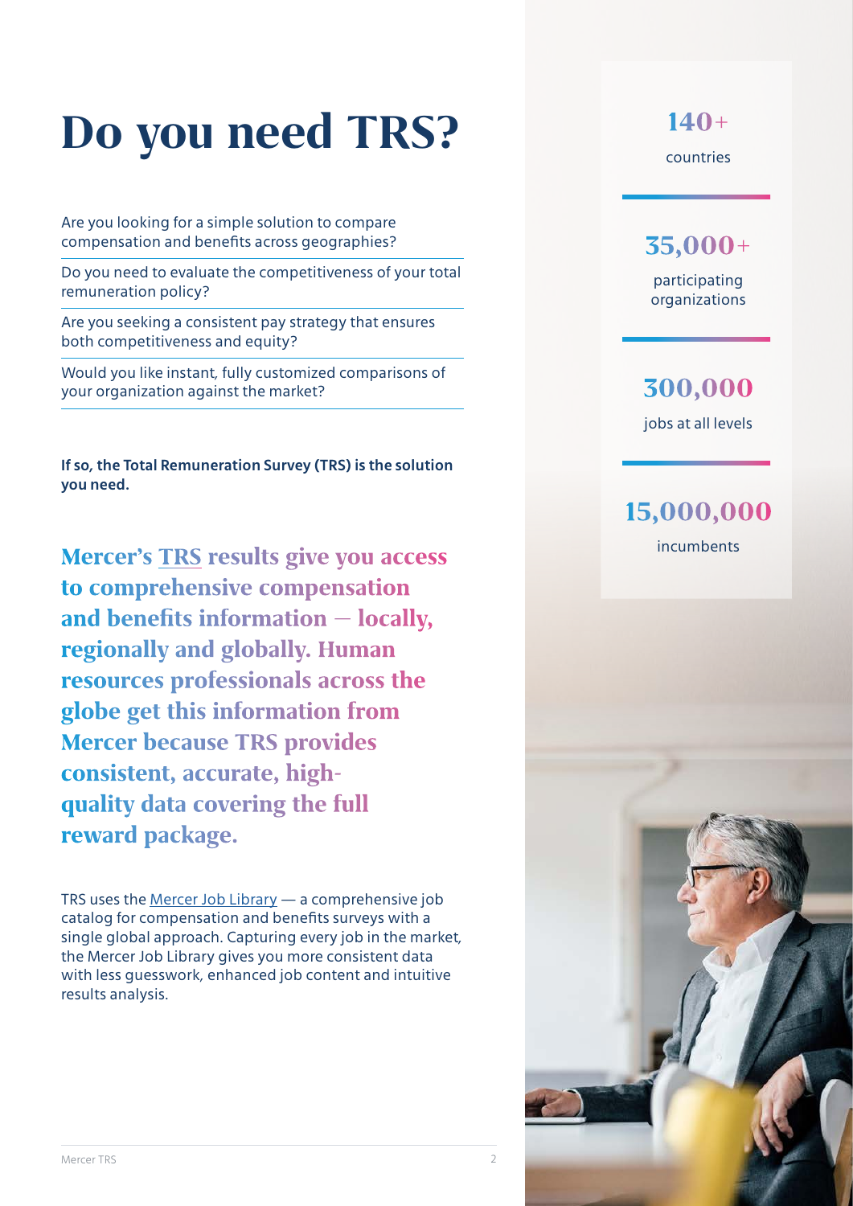# Do you need TRS?

Are you looking for a simple solution to compare compensation and benefits across geographies?

Do you need to evaluate the competitiveness of your total remuneration policy?

Are you seeking a consistent pay strategy that ensures both competitiveness and equity?

Would you like instant, fully customized comparisons of your organization against the market?

**If so, the Total Remuneration Survey (TRS) is the solution you need.**

**Mercer's TRS results give you access to comprehensive compensation and benefits information — locally, regionally and globally. Human resources professionals across the globe get this information from Mercer because TRS provides consistent, accurate, high-quality data covering the full reward package.**

TRS uses the Mercer Job Library — a comprehensive job catalog for compensation and benefits surveys with a single global approach. Capturing every job in the market, the Mercer Job Library gives you more consistent data with less guesswork, enhanced job content and intuitive results analysis.

**140+**
countries

**35,000+**
participating organizations

**300,000**
jobs at all levels

**15,000,000**
incumbents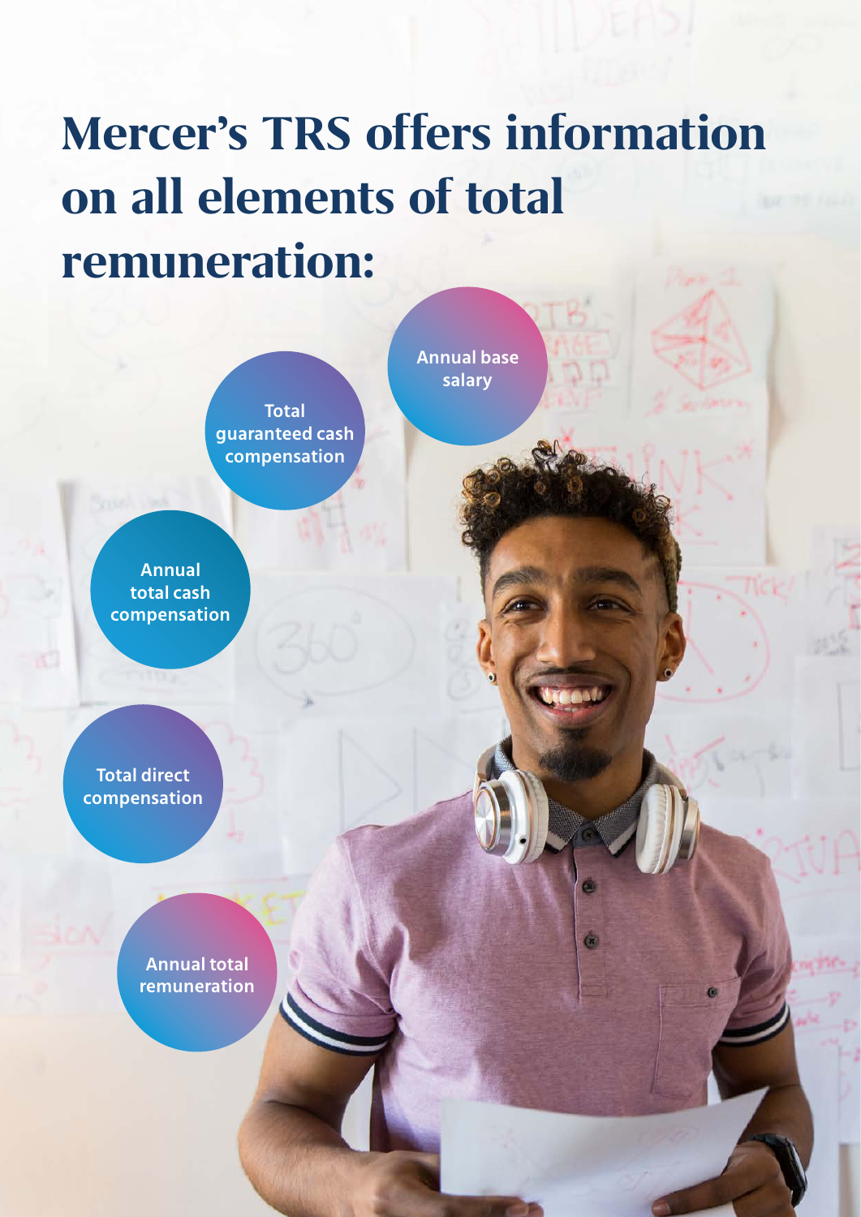# Mercer's TRS offers information on all elements of total remuneration:

- Annual base salary
- Total guaranteed cash compensation
- Annual total cash compensation
- Total direct compensation
- Annual total remuneration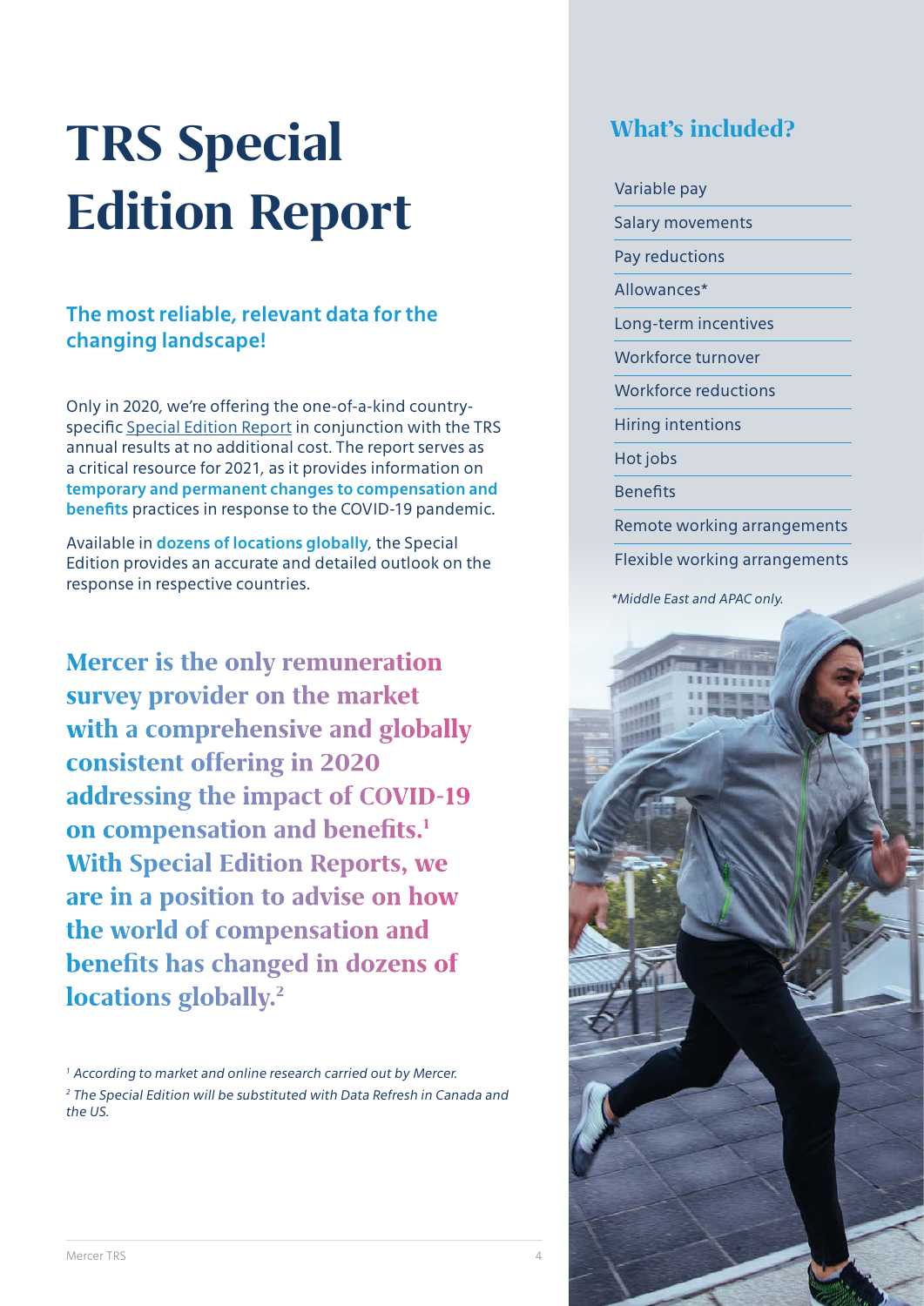# TRS Special Edition Report

## The most reliable, relevant data for the changing landscape!

Only in 2020, we're offering the one-of-a-kind country-specific Special Edition Report in conjunction with the TRS annual results at no additional cost. The report serves as a critical resource for 2021, as it provides information on **temporary and permanent changes to compensation and benefits** practices in response to the COVID-19 pandemic.

Available in **dozens of locations globally**, the Special Edition provides an accurate and detailed outlook on the response in respective countries.

**Mercer is the only remuneration survey provider on the market with a comprehensive and globally consistent offering in 2020 addressing the impact of COVID-19 on compensation and benefits.[1] With Special Edition Reports, we are in a position to advise on how the world of compensation and benefits has changed in dozens of locations globally.[2]**

*[1] According to market and online research carried out by Mercer.*

*[2] The Special Edition will be substituted with Data Refresh in Canada and the US.*

## What's included?

- Variable pay
- Salary movements
- Pay reductions
- Allowances*
- Long-term incentives
- Workforce turnover
- Workforce reductions
- Hiring intentions
- Hot jobs
- Benefits
- Remote working arrangements
- Flexible working arrangements

*\*Middle East and APAC only.*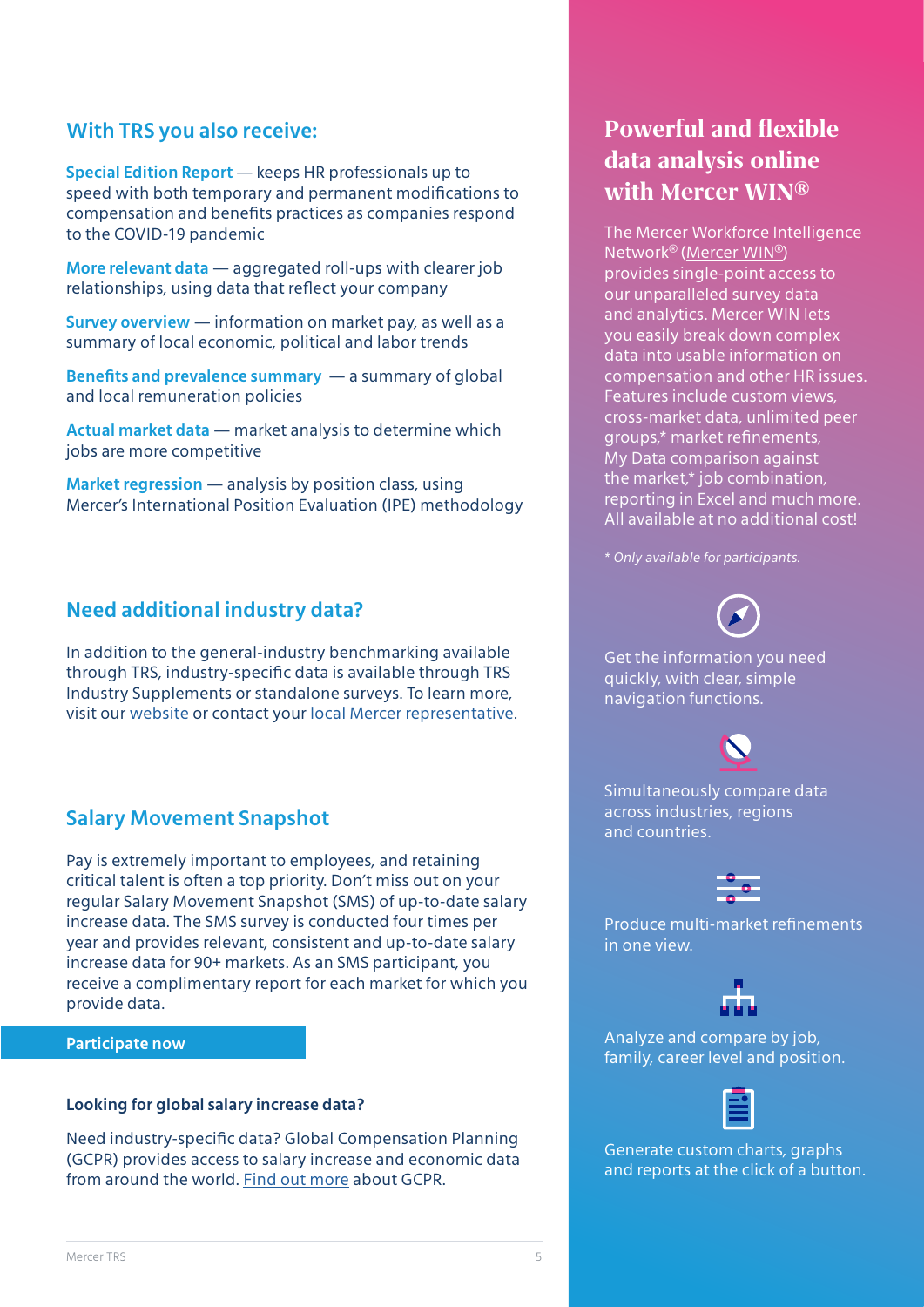## With TRS you also receive:

**Special Edition Report** — keeps HR professionals up to speed with both temporary and permanent modifications to compensation and benefits practices as companies respond to the COVID-19 pandemic

**More relevant data** — aggregated roll-ups with clearer job relationships, using data that reflect your company

**Survey overview** — information on market pay, as well as a summary of local economic, political and labor trends

**Benefits and prevalence summary** — a summary of global and local remuneration policies

**Actual market data** — market analysis to determine which jobs are more competitive

**Market regression** — analysis by position class, using Mercer's International Position Evaluation (IPE) methodology

## Need additional industry data?

In addition to the general-industry benchmarking available through TRS, industry-specific data is available through TRS Industry Supplements or standalone surveys. To learn more, visit our website or contact your local Mercer representative.

## Salary Movement Snapshot

Pay is extremely important to employees, and retaining critical talent is often a top priority. Don't miss out on your regular Salary Movement Snapshot (SMS) of up-to-date salary increase data. The SMS survey is conducted four times per year and provides relevant, consistent and up-to-date salary increase data for 90+ markets. As an SMS participant, you receive a complimentary report for each market for which you provide data.

**Participate now**

### Looking for global salary increase data?

Need industry-specific data? Global Compensation Planning (GCPR) provides access to salary increase and economic data from around the world. Find out more about GCPR.

## Powerful and flexible data analysis online with Mercer WIN®

The Mercer Workforce Intelligence Network® (Mercer WIN®) provides single-point access to our unparalleled survey data and analytics. Mercer WIN lets you easily break down complex data into usable information on compensation and other HR issues. Features include custom views, cross-market data, unlimited peer groups,* market refinements, My Data comparison against the market,* job combination, reporting in Excel and much more. All available at no additional cost!

*\* Only available for participants.*

Get the information you need quickly, with clear, simple navigation functions.

Simultaneously compare data across industries, regions and countries.

Produce multi-market refinements in one view.

Analyze and compare by job, family, career level and position.

Generate custom charts, graphs and reports at the click of a button.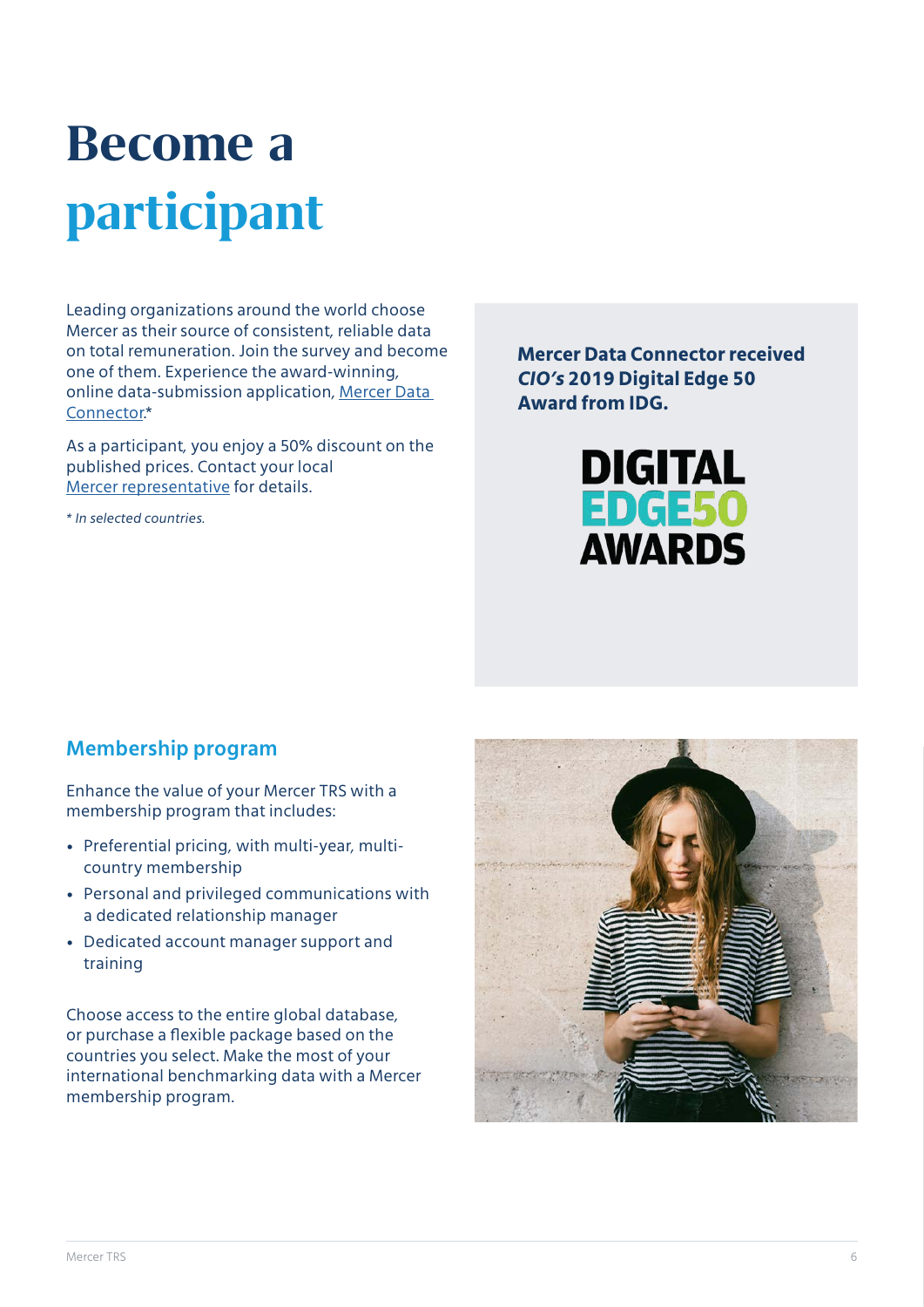# Become a participant

Leading organizations around the world choose Mercer as their source of consistent, reliable data on total remuneration. Join the survey and become one of them. Experience the award-winning, online data-submission application, Mercer Data Connector.*

As a participant, you enjoy a 50% discount on the published prices. Contact your local Mercer representative for details.

*\* In selected countries.*

**Mercer Data Connector received *CIO's* 2019 Digital Edge 50 Award from IDG.**

DIGITAL EDGE50 AWARDS

## Membership program

Enhance the value of your Mercer TRS with a membership program that includes:

- Preferential pricing, with multi-year, multi-country membership
- Personal and privileged communications with a dedicated relationship manager
- Dedicated account manager support and training

Choose access to the entire global database, or purchase a flexible package based on the countries you select. Make the most of your international benchmarking data with a Mercer membership program.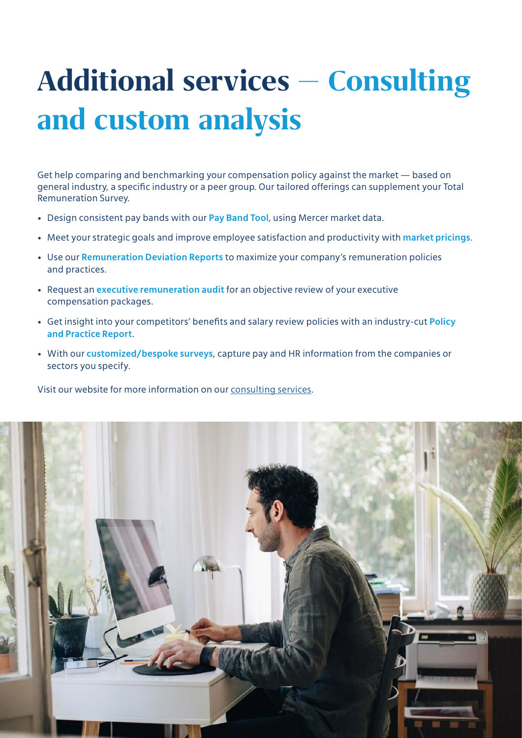# Additional services — Consulting and custom analysis

Get help comparing and benchmarking your compensation policy against the market — based on general industry, a specific industry or a peer group. Our tailored offerings can supplement your Total Remuneration Survey.

- Design consistent pay bands with our **Pay Band Tool**, using Mercer market data.
- Meet your strategic goals and improve employee satisfaction and productivity with **market pricings**.
- Use our **Remuneration Deviation Reports** to maximize your company's remuneration policies and practices.
- Request an **executive remuneration audit** for an objective review of your executive compensation packages.
- Get insight into your competitors' benefits and salary review policies with an industry-cut **Policy and Practice Report**.
- With our **customized/bespoke surveys**, capture pay and HR information from the companies or sectors you specify.

Visit our website for more information on our consulting services.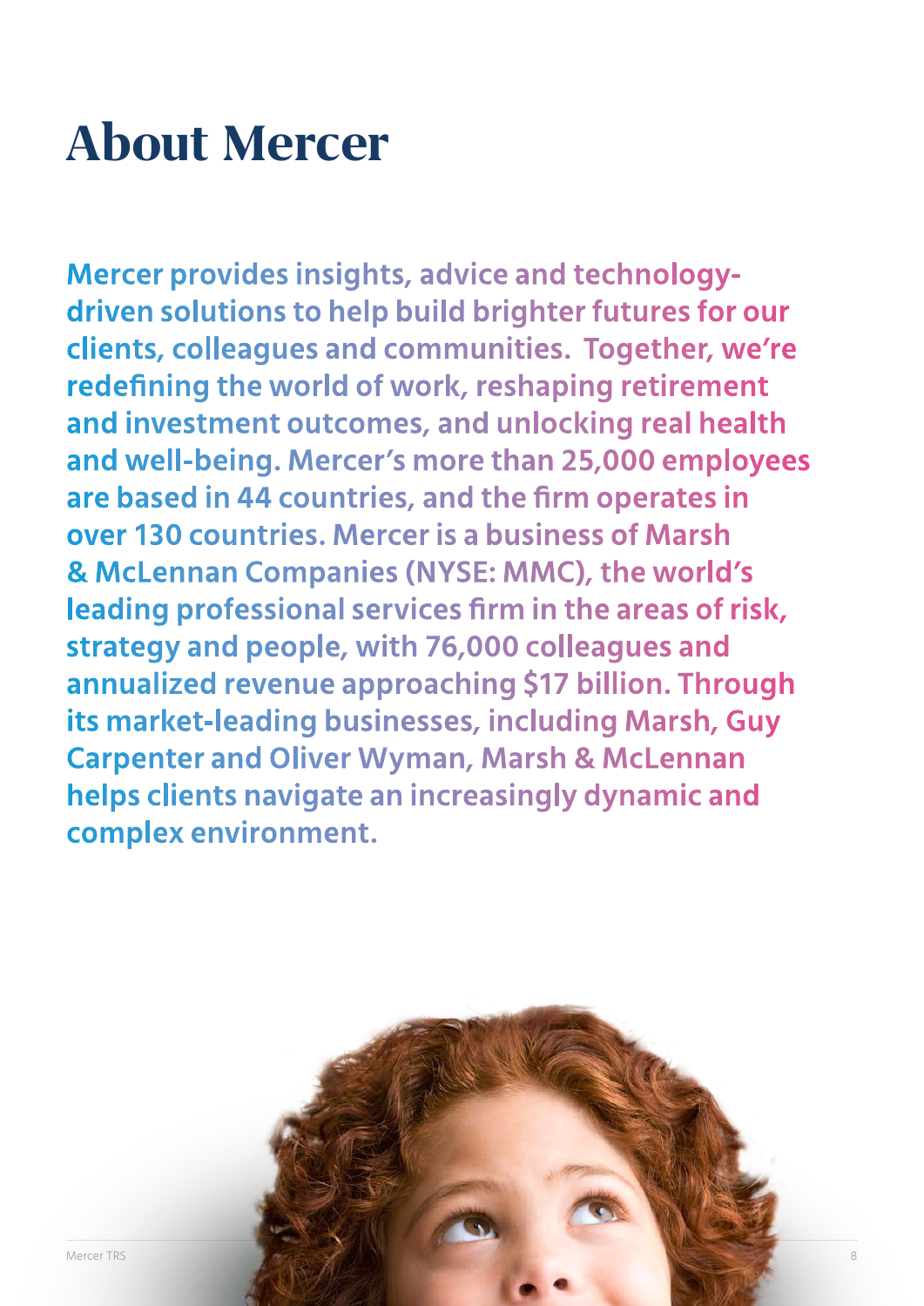# About Mercer

Mercer provides insights, advice and technology-driven solutions to help build brighter futures for our clients, colleagues and communities.  Together, we're redefining the world of work, reshaping retirement and investment outcomes, and unlocking real health and well-being. Mercer's more than 25,000 employees are based in 44 countries, and the firm operates in over 130 countries. Mercer is a business of Marsh & McLennan Companies (NYSE: MMC), the world's leading professional services firm in the areas of risk, strategy and people, with 76,000 colleagues and annualized revenue approaching $17 billion. Through its market-leading businesses, including Marsh, Guy Carpenter and Oliver Wyman, Marsh & McLennan helps clients navigate an increasingly dynamic and complex environment.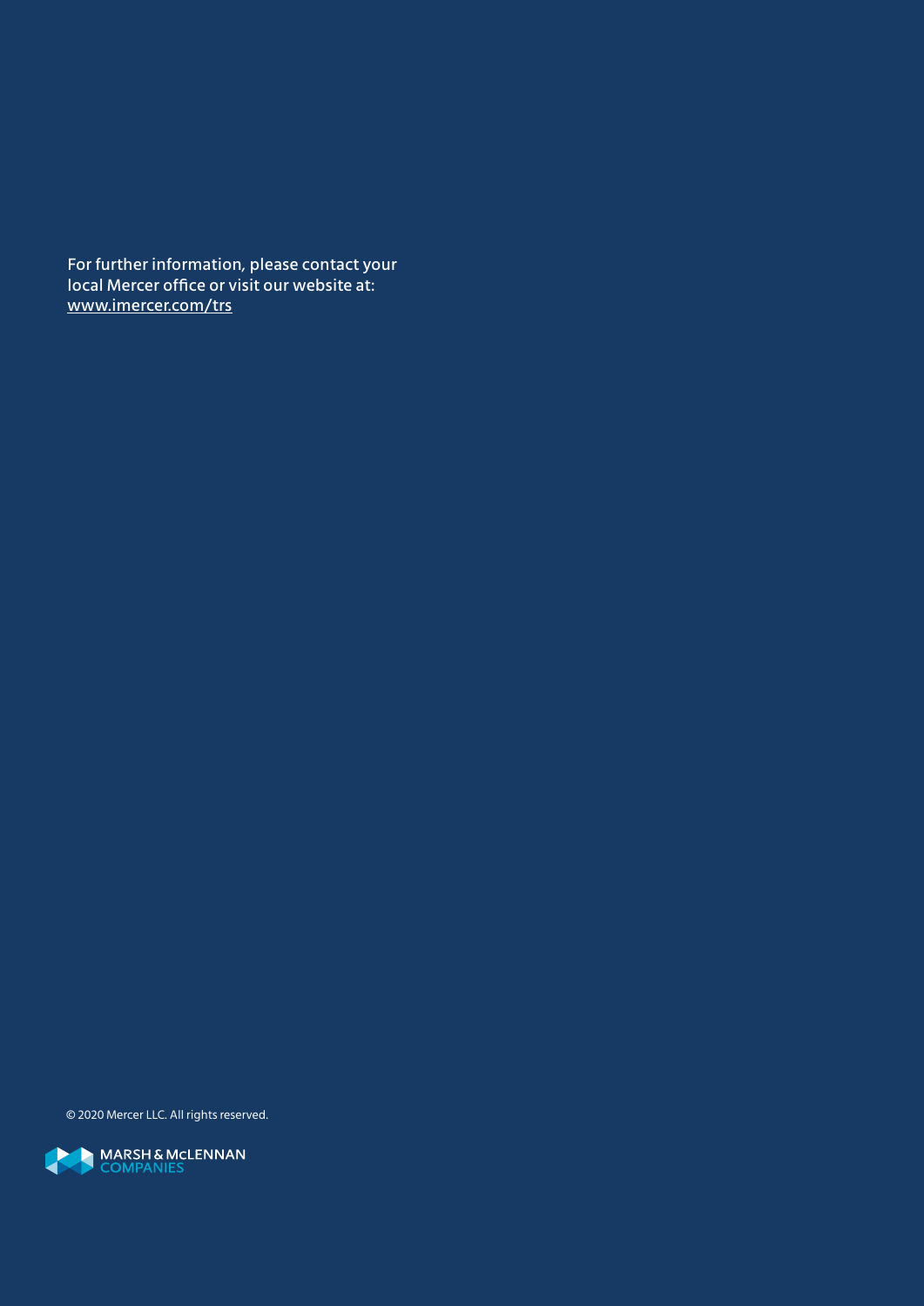For further information, please contact your local Mercer office or visit our website at: www.imercer.com/trs

© 2020 Mercer LLC. All rights reserved.

MARSH & McLENNAN COMPANIES